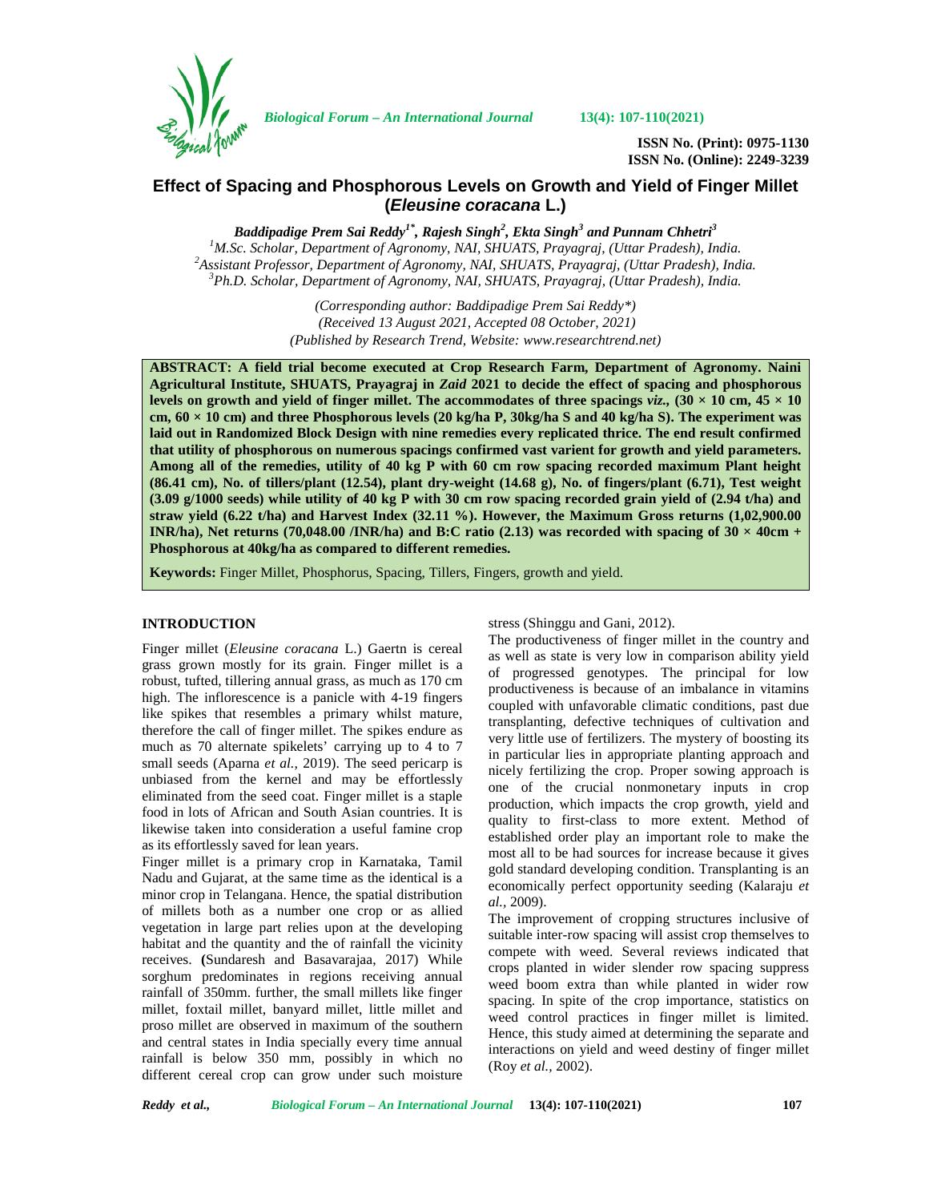# Effect of Spacing and Phosphorous Levels on Growth and Yield of Finger Millet (*Eleusine coracana* L.)

***Baddipadige Prem Sai Reddy[1*], Rajesh Singh[2], Ekta Singh[3] and Punnam Chhetri[3]***

[1]*M.Sc. Scholar, Department of Agronomy, NAI, SHUATS, Prayagraj, (Uttar Pradesh), India.*
[2]*Assistant Professor, Department of Agronomy, NAI, SHUATS, Prayagraj, (Uttar Pradesh), India.*
[3]*Ph.D. Scholar, Department of Agronomy, NAI, SHUATS, Prayagraj, (Uttar Pradesh), India.*

*(Corresponding author: Baddipadige Prem Sai Reddy\*)*
*(Received 13 August 2021, Accepted 08 October, 2021)*
*(Published by Research Trend, Website: www.researchtrend.net)*

**ABSTRACT: A field trial become executed at Crop Research Farm, Department of Agronomy. Naini Agricultural Institute, SHUATS, Prayagraj in *Zaid* 2021 to decide the effect of spacing and phosphorous levels on growth and yield of finger millet. The accommodates of three spacings *viz.,* (30 × 10 cm, 45 × 10 cm, 60 × 10 cm) and three Phosphorous levels (20 kg/ha P, 30kg/ha S and 40 kg/ha S). The experiment was laid out in Randomized Block Design with nine remedies every replicated thrice. The end result confirmed that utility of phosphorous on numerous spacings confirmed vast varient for growth and yield parameters. Among all of the remedies, utility of 40 kg P with 60 cm row spacing recorded maximum Plant height (86.41 cm), No. of tillers/plant (12.54), plant dry-weight (14.68 g), No. of fingers/plant (6.71), Test weight (3.09 g/1000 seeds) while utility of 40 kg P with 30 cm row spacing recorded grain yield of (2.94 t/ha) and straw yield (6.22 t/ha) and Harvest Index (32.11 %). However, the Maximum Gross returns (1,02,900.00 INR/ha), Net returns (70,048.00 /INR/ha) and B:C ratio (2.13) was recorded with spacing of 30 × 40cm + Phosphorous at 40kg/ha as compared to different remedies.**

**Keywords:** Finger Millet, Phosphorus, Spacing, Tillers, Fingers, growth and yield.

## INTRODUCTION

Finger millet (*Eleusine coracana* L.) Gaertn is cereal grass grown mostly for its grain. Finger millet is a robust, tufted, tillering annual grass, as much as 170 cm high. The inflorescence is a panicle with 4-19 fingers like spikes that resembles a primary whilst mature, therefore the call of finger millet. The spikes endure as much as 70 alternate spikelets' carrying up to 4 to 7 small seeds (Aparna *et al.,* 2019). The seed pericarp is unbiased from the kernel and may be effortlessly eliminated from the seed coat. Finger millet is a staple food in lots of African and South Asian countries. It is likewise taken into consideration a useful famine crop as its effortlessly saved for lean years.

Finger millet is a primary crop in Karnataka, Tamil Nadu and Gujarat, at the same time as the identical is a minor crop in Telangana. Hence, the spatial distribution of millets both as a number one crop or as allied vegetation in large part relies upon at the developing habitat and the quantity and the of rainfall the vicinity receives. **(**Sundaresh and Basavarajaa, 2017) While sorghum predominates in regions receiving annual rainfall of 350mm. further, the small millets like finger millet, foxtail millet, banyard millet, little millet and proso millet are observed in maximum of the southern and central states in India specially every time annual rainfall is below 350 mm, possibly in which no different cereal crop can grow under such moisture stress (Shinggu and Gani, 2012).

The productiveness of finger millet in the country and as well as state is very low in comparison ability yield of progressed genotypes. The principal for low productiveness is because of an imbalance in vitamins coupled with unfavorable climatic conditions, past due transplanting, defective techniques of cultivation and very little use of fertilizers. The mystery of boosting its in particular lies in appropriate planting approach and nicely fertilizing the crop. Proper sowing approach is one of the crucial nonmonetary inputs in crop production, which impacts the crop growth, yield and quality to first-class to more extent. Method of established order play an important role to make the most all to be had sources for increase because it gives gold standard developing condition. Transplanting is an economically perfect opportunity seeding (Kalaraju *et al.,* 2009).

The improvement of cropping structures inclusive of suitable inter-row spacing will assist crop themselves to compete with weed. Several reviews indicated that crops planted in wider slender row spacing suppress weed boom extra than while planted in wider row spacing. In spite of the crop importance, statistics on weed control practices in finger millet is limited. Hence, this study aimed at determining the separate and interactions on yield and weed destiny of finger millet (Roy *et al.,* 2002).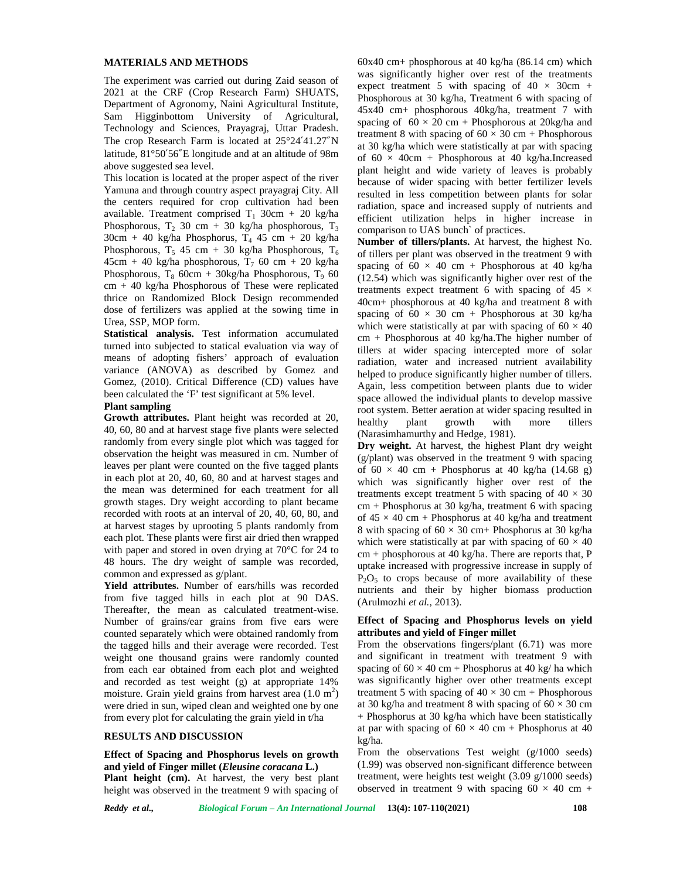## MATERIALS AND METHODS

The experiment was carried out during Zaid season of 2021 at the CRF (Crop Research Farm) SHUATS, Department of Agronomy, Naini Agricultural Institute, Sam Higginbottom University of Agricultural, Technology and Sciences, Prayagraj, Uttar Pradesh. The crop Research Farm is located at 25°24′41.27″N latitude, 81°50′56″E longitude and at an altitude of 98m above suggested sea level.

This location is located at the proper aspect of the river Yamuna and through country aspect prayagraj City. All the centers required for crop cultivation had been available. Treatment comprised $T_1$ 30cm + 20 kg/ha Phosphorous, $T_2$ 30 cm + 30 kg/ha phosphorous, $T_3$ 30cm + 40 kg/ha Phosphorus, $T_4$ 45 cm + 20 kg/ha Phosphorous, $T_5$ 45 cm + 30 kg/ha Phosphorous, $T_6$ 45cm + 40 kg/ha phosphorous, $T_7$ 60 cm + 20 kg/ha Phosphorous, $T_8$ 60cm + 30kg/ha Phosphorous, $T_9$ 60 cm + 40 kg/ha Phosphorous of These were replicated thrice on Randomized Block Design recommended dose of fertilizers was applied at the sowing time in Urea, SSP, MOP form.

**Statistical analysis.** Test information accumulated turned into subjected to statical evaluation via way of means of adopting fishers' approach of evaluation variance (ANOVA) as described by Gomez and Gomez, (2010). Critical Difference (CD) values have been calculated the 'F' test significant at 5% level.

### Plant sampling

**Growth attributes.** Plant height was recorded at 20, 40, 60, 80 and at harvest stage five plants were selected randomly from every single plot which was tagged for observation the height was measured in cm. Number of leaves per plant were counted on the five tagged plants in each plot at 20, 40, 60, 80 and at harvest stages and the mean was determined for each treatment for all growth stages. Dry weight according to plant became recorded with roots at an interval of 20, 40, 60, 80, and at harvest stages by uprooting 5 plants randomly from each plot. These plants were first air dried then wrapped with paper and stored in oven drying at 70°C for 24 to 48 hours. The dry weight of sample was recorded, common and expressed as g/plant.

**Yield attributes.** Number of ears/hills was recorded from five tagged hills in each plot at 90 DAS. Thereafter, the mean as calculated treatment-wise. Number of grains/ear grains from five ears were counted separately which were obtained randomly from the tagged hills and their average were recorded. Test weight one thousand grains were randomly counted from each ear obtained from each plot and weighted and recorded as test weight (g) at appropriate 14% moisture. Grain yield grains from harvest area (1.0 $m^2$) were dried in sun, wiped clean and weighted one by one from every plot for calculating the grain yield in t/ha

## RESULTS AND DISCUSSION

### Effect of Spacing and Phosphorus levels on growth and yield of Finger millet (*Eleusine coracana* L.)

**Plant height (cm).** At harvest, the very best plant height was observed in the treatment 9 with spacing of 60x40 cm+ phosphorous at 40 kg/ha (86.14 cm) which was significantly higher over rest of the treatments expect treatment 5 with spacing of 40 × 30cm + Phosphorous at 30 kg/ha, Treatment 6 with spacing of 45x40 cm+ phosphorous 40kg/ha, treatment 7 with spacing of 60 × 20 cm + Phosphorous at 20kg/ha and treatment 8 with spacing of 60 × 30 cm + Phosphorous at 30 kg/ha which were statistically at par with spacing of 60 × 40cm + Phosphorous at 40 kg/ha.Increased plant height and wide variety of leaves is probably because of wider spacing with better fertilizer levels resulted in less competition between plants for solar radiation, space and increased supply of nutrients and efficient utilization helps in higher increase in comparison to UAS bunch` of practices.

**Number of tillers/plants.** At harvest, the highest No. of tillers per plant was observed in the treatment 9 with spacing of 60 × 40 cm + Phosphorous at 40 kg/ha (12.54) which was significantly higher over rest of the treatments expect treatment 6 with spacing of 45 × 40cm+ phosphorous at 40 kg/ha and treatment 8 with spacing of 60 × 30 cm + Phosphorous at 30 kg/ha which were statistically at par with spacing of 60 × 40 cm + Phosphorous at 40 kg/ha.The higher number of tillers at wider spacing intercepted more of solar radiation, water and increased nutrient availability helped to produce significantly higher number of tillers. Again, less competition between plants due to wider space allowed the individual plants to develop massive root system. Better aeration at wider spacing resulted in healthy plant growth with more tillers (Narasimhamurthy and Hedge, 1981).

**Dry weight.** At harvest, the highest Plant dry weight (g/plant) was observed in the treatment 9 with spacing of 60 × 40 cm + Phosphorus at 40 kg/ha (14.68 g) which was significantly higher over rest of the treatments except treatment 5 with spacing of 40 × 30 cm + Phosphorus at 30 kg/ha, treatment 6 with spacing of 45 × 40 cm + Phosphorus at 40 kg/ha and treatment 8 with spacing of 60 × 30 cm+ Phosphorus at 30 kg/ha which were statistically at par with spacing of 60 × 40 cm + phosphorous at 40 kg/ha. There are reports that, P uptake increased with progressive increase in supply of $P_2O_5$ to crops because of more availability of these nutrients and their by higher biomass production (Arulmozhi *et al.,* 2013).

### Effect of Spacing and Phosphorus levels on yield attributes and yield of Finger millet

From the observations fingers/plant (6.71) was more and significant in treatment with treatment 9 with spacing of 60 × 40 cm + Phosphorus at 40 kg/ ha which was significantly higher over other treatments except treatment 5 with spacing of 40 × 30 cm + Phosphorous at 30 kg/ha and treatment 8 with spacing of 60 × 30 cm + Phosphorus at 30 kg/ha which have been statistically at par with spacing of 60 × 40 cm + Phosphorus at 40 kg/ha.

From the observations Test weight (g/1000 seeds) (1.99) was observed non-significant difference between treatment, were heights test weight (3.09 g/1000 seeds) observed in treatment 9 with spacing 60 × 40 cm +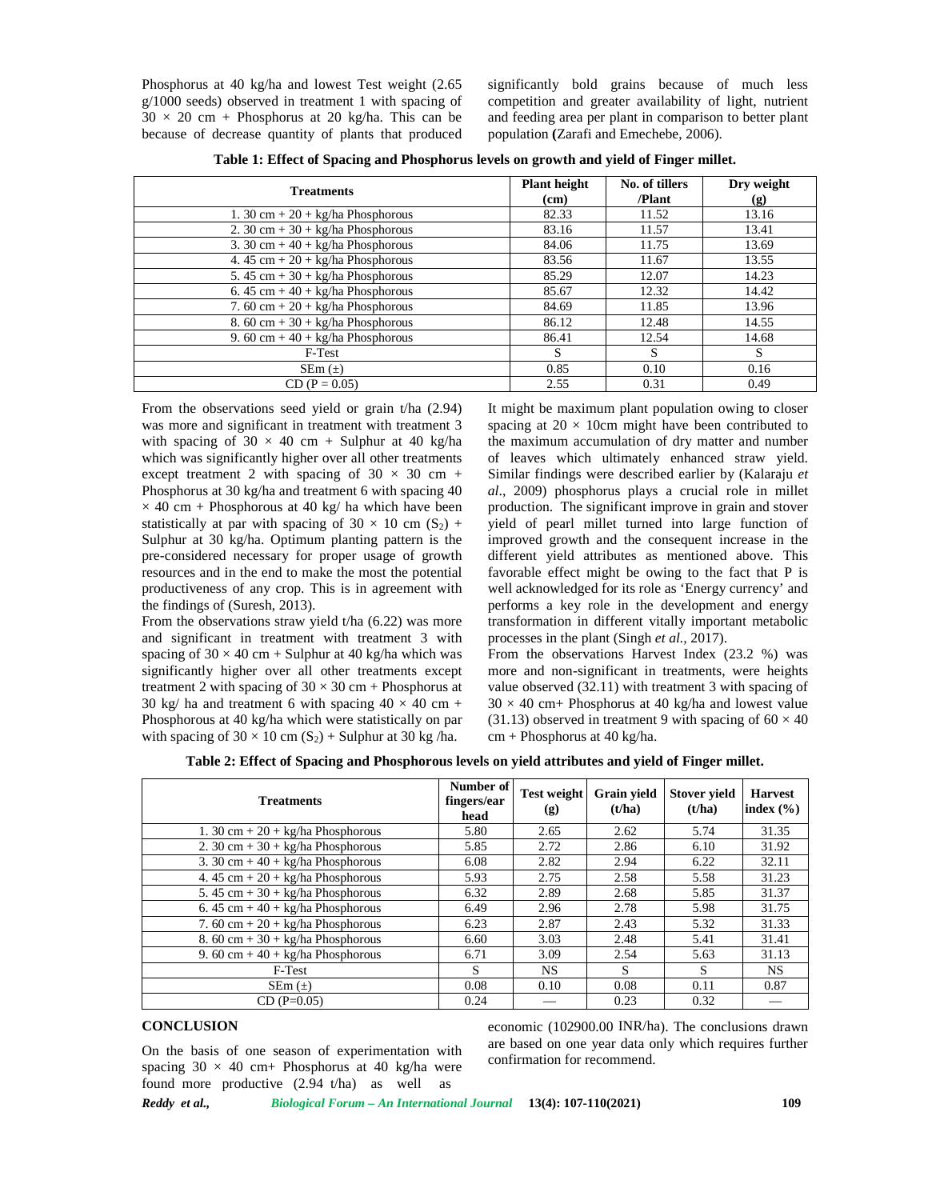Phosphorus at 40 kg/ha and lowest Test weight (2.65 g/1000 seeds) observed in treatment 1 with spacing of $30 \times 20$ cm + Phosphorus at 20 kg/ha. This can be because of decrease quantity of plants that produced significantly bold grains because of much less competition and greater availability of light, nutrient and feeding area per plant in comparison to better plant population **(**Zarafi and Emechebe, 2006).

**Table 1: Effect of Spacing and Phosphorus levels on growth and yield of Finger millet.**

| Treatments | Plant height (cm) | No. of tillers /Plant | Dry weight (g) |
|---|---|---|---|
| 1. 30 cm + 20 + kg/ha Phosphorous | 82.33 | 11.52 | 13.16 |
| 2. 30 cm + 30 + kg/ha Phosphorous | 83.16 | 11.57 | 13.41 |
| 3. 30 cm + 40 + kg/ha Phosphorous | 84.06 | 11.75 | 13.69 |
| 4. 45 cm + 20 + kg/ha Phosphorous | 83.56 | 11.67 | 13.55 |
| 5. 45 cm + 30 + kg/ha Phosphorous | 85.29 | 12.07 | 14.23 |
| 6. 45 cm + 40 + kg/ha Phosphorous | 85.67 | 12.32 | 14.42 |
| 7. 60 cm + 20 + kg/ha Phosphorous | 84.69 | 11.85 | 13.96 |
| 8. 60 cm + 30 + kg/ha Phosphorous | 86.12 | 12.48 | 14.55 |
| 9. 60 cm + 40 + kg/ha Phosphorous | 86.41 | 12.54 | 14.68 |
| F-Test | S | S | S |
| SEm (±) | 0.85 | 0.10 | 0.16 |
| CD (P = 0.05) | 2.55 | 0.31 | 0.49 |

From the observations seed yield or grain t/ha (2.94) was more and significant in treatment with treatment 3 with spacing of $30 \times 40$ cm + Sulphur at 40 kg/ha which was significantly higher over all other treatments except treatment 2 with spacing of $30 \times 30$ cm + Phosphorus at 30 kg/ha and treatment 6 with spacing 40 $\times$ 40 cm + Phosphorous at 40 kg/ ha which have been statistically at par with spacing of $30 \times 10$ cm ($S_2$) + Sulphur at 30 kg/ha. Optimum planting pattern is the pre-considered necessary for proper usage of growth resources and in the end to make the most the potential productiveness of any crop. This is in agreement with the findings of (Suresh, 2013).

From the observations straw yield t/ha (6.22) was more and significant in treatment with treatment 3 with spacing of $30 \times 40$ cm + Sulphur at 40 kg/ha which was significantly higher over all other treatments except treatment 2 with spacing of $30 \times 30$ cm + Phosphorus at 30 kg/ ha and treatment 6 with spacing $40 \times 40$ cm + Phosphorous at 40 kg/ha which were statistically on par with spacing of $30 \times 10$ cm ($S_2$) + Sulphur at 30 kg /ha. It might be maximum plant population owing to closer spacing at $20 \times 10$cm might have been contributed to the maximum accumulation of dry matter and number of leaves which ultimately enhanced straw yield. Similar findings were described earlier by (Kalaraju *et al*., 2009) phosphorus plays a crucial role in millet production. The significant improve in grain and stover yield of pearl millet turned into large function of improved growth and the consequent increase in the different yield attributes as mentioned above. This favorable effect might be owing to the fact that P is well acknowledged for its role as 'Energy currency' and performs a key role in the development and energy transformation in different vitally important metabolic processes in the plant (Singh *et al.,* 2017).

From the observations Harvest Index (23.2 %) was more and non-significant in treatments, were heights value observed (32.11) with treatment 3 with spacing of $30 \times 40$ cm+ Phosphorus at 40 kg/ha and lowest value (31.13) observed in treatment 9 with spacing of $60 \times 40$ cm + Phosphorus at 40 kg/ha.

**Table 2: Effect of Spacing and Phosphorous levels on yield attributes and yield of Finger millet.**

| Treatments | Number of fingers/ear head | Test weight (g) | Grain yield (t/ha) | Stover yield (t/ha) | Harvest index (%) |
|---|---|---|---|---|---|
| 1. 30 cm + 20 + kg/ha Phosphorous | 5.80 | 2.65 | 2.62 | 5.74 | 31.35 |
| 2. 30 cm + 30 + kg/ha Phosphorous | 5.85 | 2.72 | 2.86 | 6.10 | 31.92 |
| 3. 30 cm + 40 + kg/ha Phosphorous | 6.08 | 2.82 | 2.94 | 6.22 | 32.11 |
| 4. 45 cm + 20 + kg/ha Phosphorous | 5.93 | 2.75 | 2.58 | 5.58 | 31.23 |
| 5. 45 cm + 30 + kg/ha Phosphorous | 6.32 | 2.89 | 2.68 | 5.85 | 31.37 |
| 6. 45 cm + 40 + kg/ha Phosphorous | 6.49 | 2.96 | 2.78 | 5.98 | 31.75 |
| 7. 60 cm + 20 + kg/ha Phosphorous | 6.23 | 2.87 | 2.43 | 5.32 | 31.33 |
| 8. 60 cm + 30 + kg/ha Phosphorous | 6.60 | 3.03 | 2.48 | 5.41 | 31.41 |
| 9. 60 cm + 40 + kg/ha Phosphorous | 6.71 | 3.09 | 2.54 | 5.63 | 31.13 |
| F-Test | S | NS | S | S | NS |
| SEm (±) | 0.08 | 0.10 | 0.08 | 0.11 | 0.87 |
| CD (P=0.05) | 0.24 | — | 0.23 | 0.32 | — |

## CONCLUSION

On the basis of one season of experimentation with spacing $30 \times 40$ cm+ Phosphorus at 40 kg/ha were found more productive (2.94 t/ha) as well as economic (102900.00 INR/ha). The conclusions drawn are based on one year data only which requires further confirmation for recommend.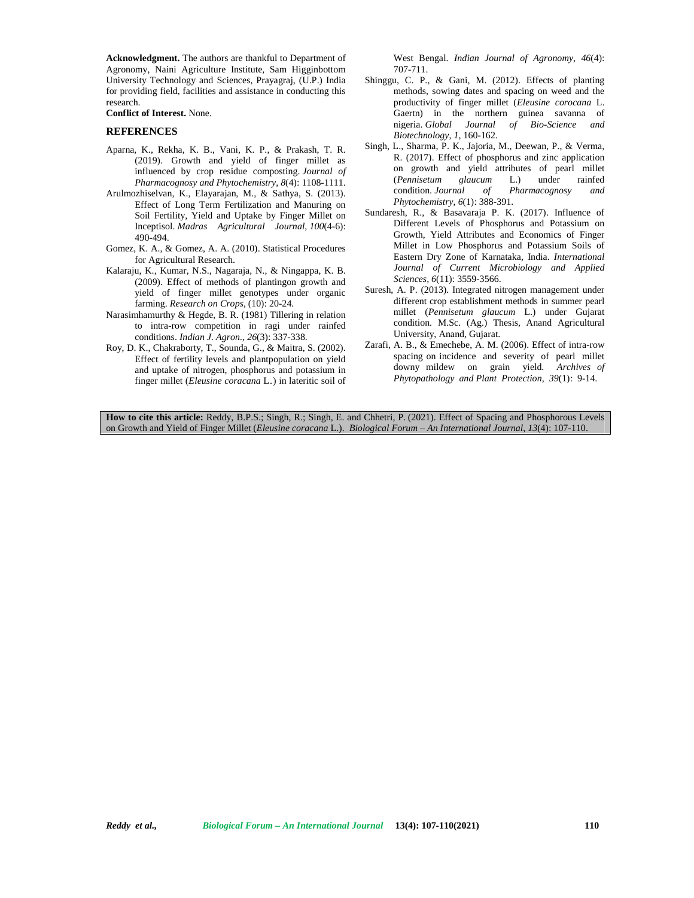**Acknowledgment.** The authors are thankful to Department of Agronomy, Naini Agriculture Institute, Sam Higginbottom University Technology and Sciences, Prayagraj, (U.P.) India for providing field, facilities and assistance in conducting this research.

**Conflict of Interest.** None.

## REFERENCES

Aparna, K., Rekha, K. B., Vani, K. P., & Prakash, T. R. (2019). Growth and yield of finger millet as influenced by crop residue composting. *Journal of Pharmacognosy and Phytochemistry*, *8*(4): 1108-1111.

Arulmozhiselvan, K., Elayarajan, M., & Sathya, S. (2013). Effect of Long Term Fertilization and Manuring on Soil Fertility, Yield and Uptake by Finger Millet on Inceptisol. *Madras Agricultural Journal*, *100*(4-6): 490-494.

Gomez, K. A., & Gomez, A. A. (2010). Statistical Procedures for Agricultural Research.

Kalaraju, K., Kumar, N.S., Nagaraja, N., & Ningappa, K. B. (2009). Effect of methods of plantingon growth and yield of finger millet genotypes under organic farming. *Research on Crops*, (10): 20-24.

Narasimhamurthy & Hegde, B. R. (1981) Tillering in relation to intra-row competition in ragi under rainfed conditions. *Indian J. Agron.*, *26*(3): 337-338.

Roy, D. K., Chakraborty, T., Sounda, G., & Maitra, S. (2002). Effect of fertility levels and plantpopulation on yield and uptake of nitrogen, phosphorus and potassium in finger millet (*Eleusine coracana* L.) in lateritic soil of West Bengal. *Indian Journal of Agronomy*, *46*(4): 707-711.

Shinggu, C. P., & Gani, M. (2012). Effects of planting methods, sowing dates and spacing on weed and the productivity of finger millet (*Eleusine corocana* L. Gaertn) in the northern guinea savanna of nigeria. *Global Journal of Bio-Science and Biotechnology*, *1*, 160-162.

Singh, L., Sharma, P. K., Jajoria, M., Deewan, P., & Verma, R. (2017). Effect of phosphorus and zinc application on growth and yield attributes of pearl millet (*Pennisetum glaucum* L.) under rainfed condition. *Journal of Pharmacognosy and Phytochemistry*, *6*(1): 388-391.

Sundaresh, R., & Basavaraja P. K. (2017). Influence of Different Levels of Phosphorus and Potassium on Growth, Yield Attributes and Economics of Finger Millet in Low Phosphorus and Potassium Soils of Eastern Dry Zone of Karnataka, India. *International Journal of Current Microbiology and Applied Sciences*, *6*(11): 3559-3566.

Suresh, A. P. (2013). Integrated nitrogen management under different crop establishment methods in summer pearl millet (*Pennisetum glaucum* L.) under Gujarat condition. M.Sc. (Ag.) Thesis, Anand Agricultural University, Anand, Gujarat.

Zarafi, A. B., & Emechebe, A. M. (2006). Effect of intra-row spacing on incidence and severity of pearl millet downy mildew on grain yield. *Archives of Phytopathology and Plant Protection*, *39*(1): 9-14.

**How to cite this article:** Reddy, B.P.S.; Singh, R.; Singh, E. and Chhetri, P. (2021). Effect of Spacing and Phosphorous Levels on Growth and Yield of Finger Millet (*Eleusine coracana* L.). *Biological Forum – An International Journal*, *13*(4): 107-110.